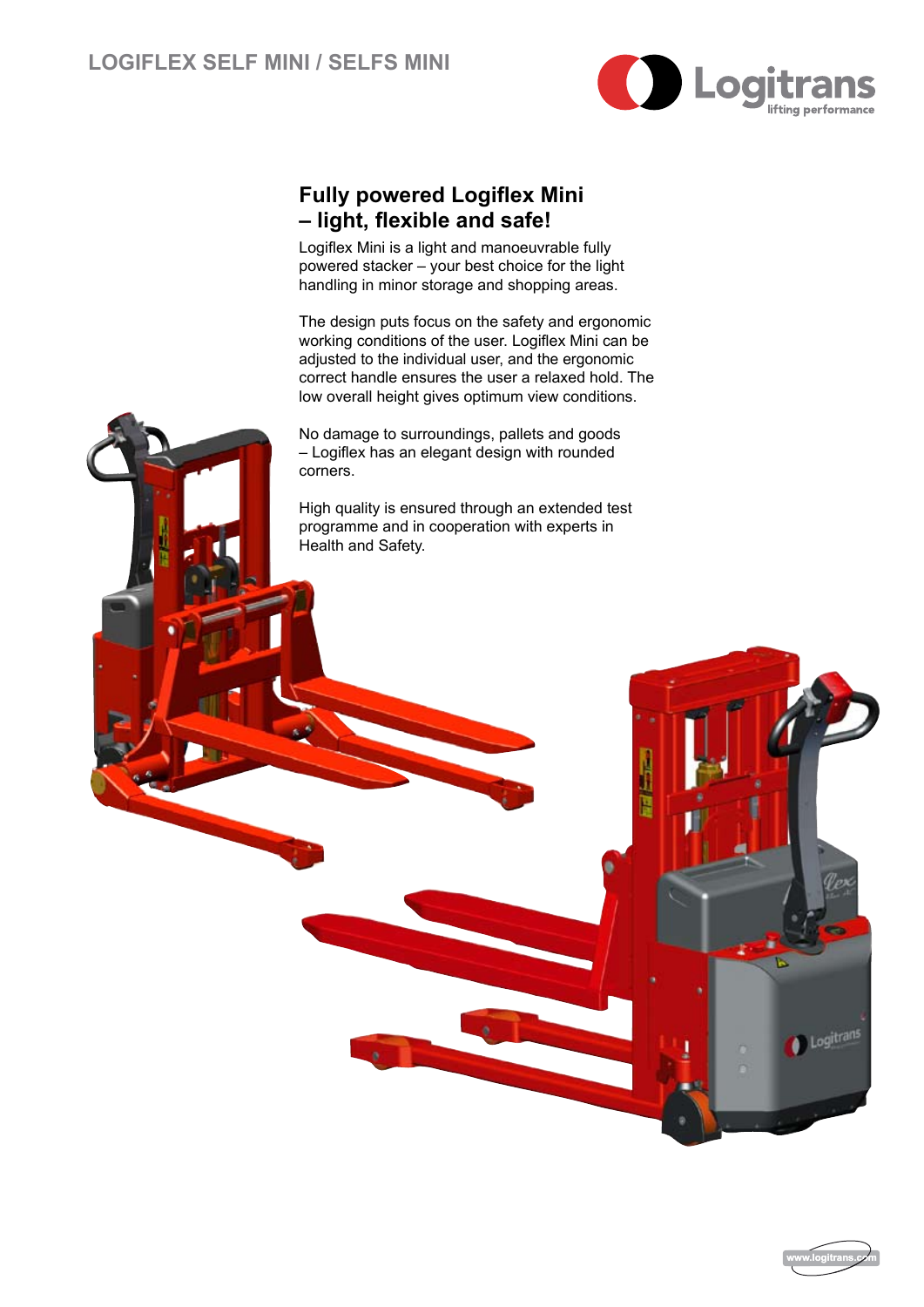# LOGIFLEX SELF MINI / SELFS MINI

## Fully powered Logiflex Mini – light, flexible and safe!

Logiflex Mini is a light and manoeuvrable fully powered stacker – your best choice for the light handling in minor storage and shopping areas.

The design puts focus on the safety and ergonomic working conditions of the user. Logiflex Mini can be adjusted to the individual user, and the ergonomic correct handle ensures the user a relaxed hold. The low overall height gives optimum view conditions.

No damage to surroundings, pallets and goods – Logiflex has an elegant design with rounded corners.

High quality is ensured through an extended test programme and in cooperation with experts in Health and Safety.

www.logitrans.com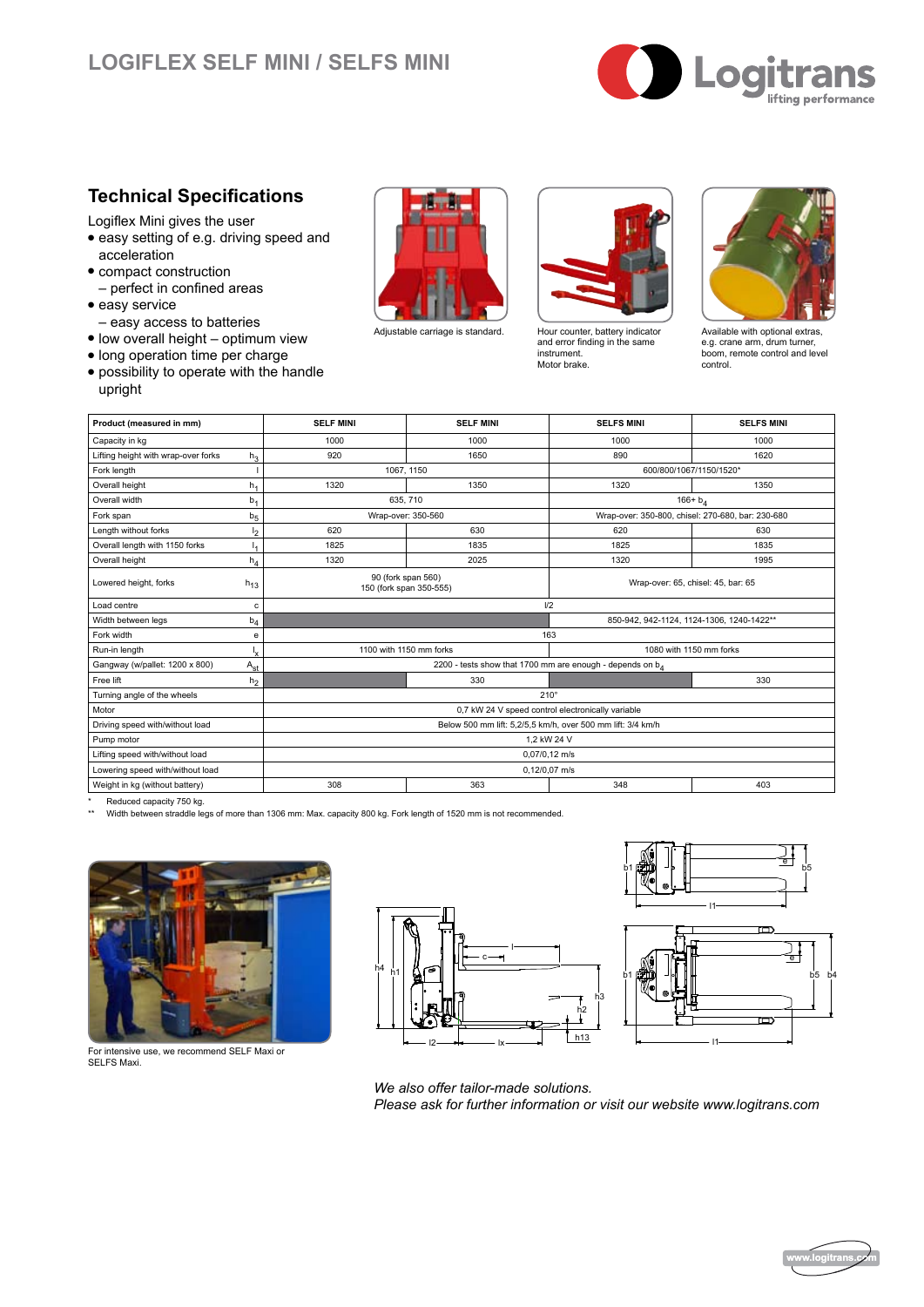# LOGIFLEX SELF MINI / SELFS MINI

## Technical Specifications

Logiflex Mini gives the user

- easy setting of e.g. driving speed and acceleration
- compact construction
  – perfect in confined areas
- easy service
  – easy access to batteries
- low overall height – optimum view
- long operation time per charge
- possibility to operate with the handle upright

Adjustable carriage is standard.

Hour counter, battery indicator and error finding in the same instrument.
Motor brake.

Available with optional extras, e.g. crane arm, drum turner, boom, remote control and level control.

| Product (measured in mm) | | SELF MINI | SELF MINI | SELFS MINI | SELFS MINI |
|---|---|---|---|---|---|
| Capacity in kg | | 1000 | 1000 | 1000 | 1000 |
| Lifting height with wrap-over forks | $h_3$ | 920 | 1650 | 890 | 1620 |
| Fork length | l | 1067, 1150 | | 600/800/1067/1150/1520* | |
| Overall height | $h_1$ | 1320 | 1350 | 1320 | 1350 |
| Overall width | $b_1$ | 635, 710 | | 166+ $b_4$ | |
| Fork span | $b_5$ | Wrap-over: 350-560 | | Wrap-over: 350-800, chisel: 270-680, bar: 230-680 | |
| Length without forks | $l_2$ | 620 | 630 | 620 | 630 |
| Overall length with 1150 forks | $l_1$ | 1825 | 1835 | 1825 | 1835 |
| Overall height | $h_4$ | 1320 | 2025 | 1320 | 1995 |
| Lowered height, forks | $h_{13}$ | 90 (fork span 560)<br>150 (fork span 350-555) | | Wrap-over: 65, chisel: 45, bar: 65 | |
| Load centre | c | l/2 | | | |
| Width between legs | $b_4$ | | | 850-942, 942-1124, 1124-1306, 1240-1422** | |
| Fork width | e | 163 | | | |
| Run-in length | $l_x$ | 1100 with 1150 mm forks | | 1080 with 1150 mm forks | |
| Gangway (w/pallet: 1200 x 800) | $A_{st}$ | 2200 - tests show that 1700 mm are enough - depends on $b_4$ | | | |
| Free lift | $h_2$ | | 330 | | 330 |
| Turning angle of the wheels | | 210° | | | |
| Motor | | 0,7 kW 24 V speed control electronically variable | | | |
| Driving speed with/without load | | Below 500 mm lift: 5,2/5,5 km/h, over 500 mm lift: 3/4 km/h | | | |
| Pump motor | | 1,2 kW 24 V | | | |
| Lifting speed with/without load | | 0,07/0,12 m/s | | | |
| Lowering speed with/without load | | 0,12/0,07 m/s | | | |
| Weight in kg (without battery) | | 308 | 363 | 348 | 403 |

\* Reduced capacity 750 kg.

\*\* Width between straddle legs of more than 1306 mm: Max. capacity 800 kg. Fork length of 1520 mm is not recommended.

For intensive use, we recommend SELF Maxi or SELFS Maxi.

h4 h1 c l h3 h2 h13 l2 lx b1 e b5 l1 b4

*We also offer tailor-made solutions.*
*Please ask for further information or visit our website www.logitrans.com*